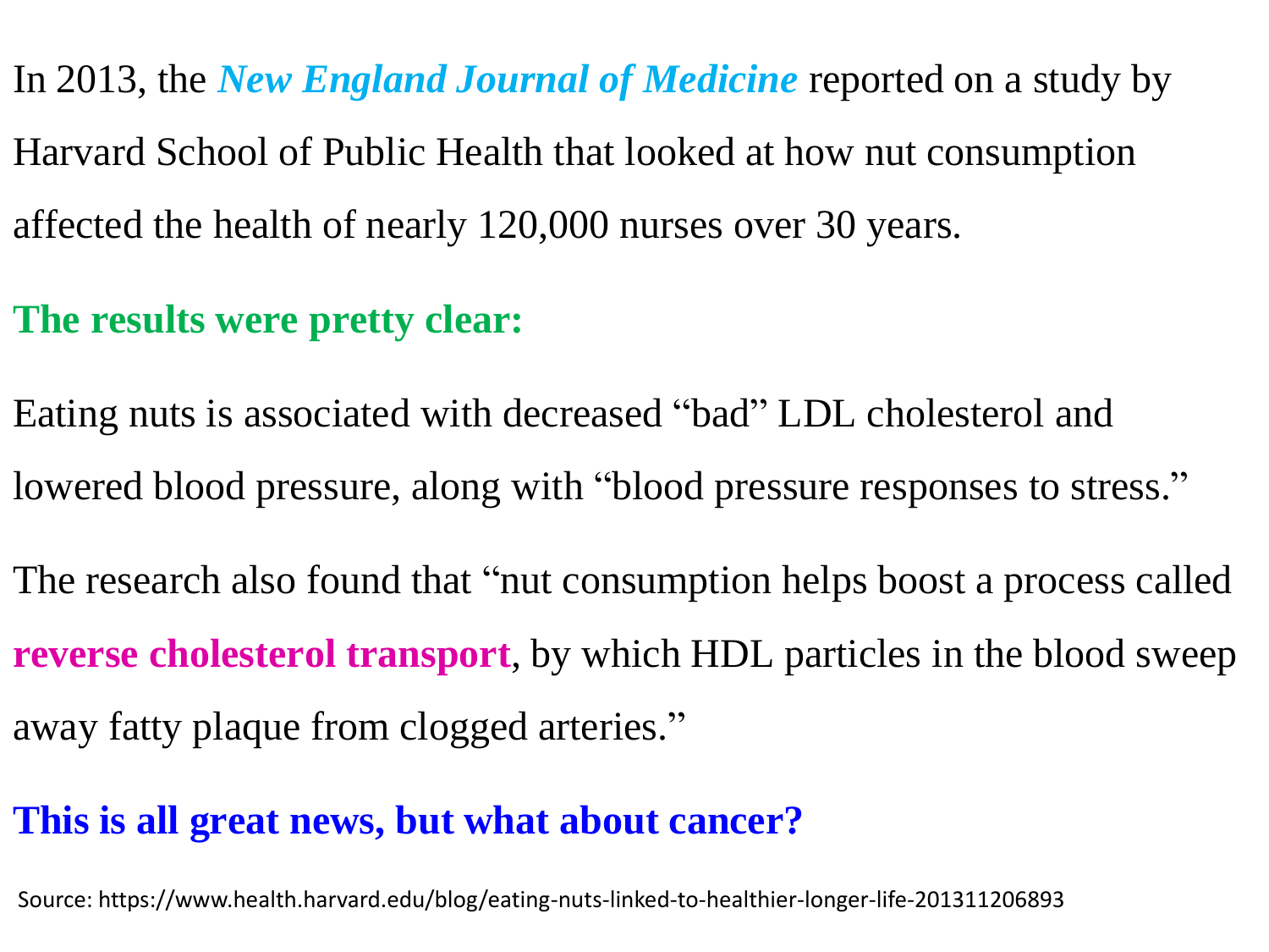In 2013, the ***New England Journal of Medicine*** reported on a study by Harvard School of Public Health that looked at how nut consumption affected the health of nearly 120,000 nurses over 30 years.

**The results were pretty clear:**

Eating nuts is associated with decreased "bad" LDL cholesterol and lowered blood pressure, along with "blood pressure responses to stress."

The research also found that "nut consumption helps boost a process called **reverse cholesterol transport**, by which HDL particles in the blood sweep away fatty plaque from clogged arteries."

**This is all great news, but what about cancer?**

Source: https://www.health.harvard.edu/blog/eating-nuts-linked-to-healthier-longer-life-201311206893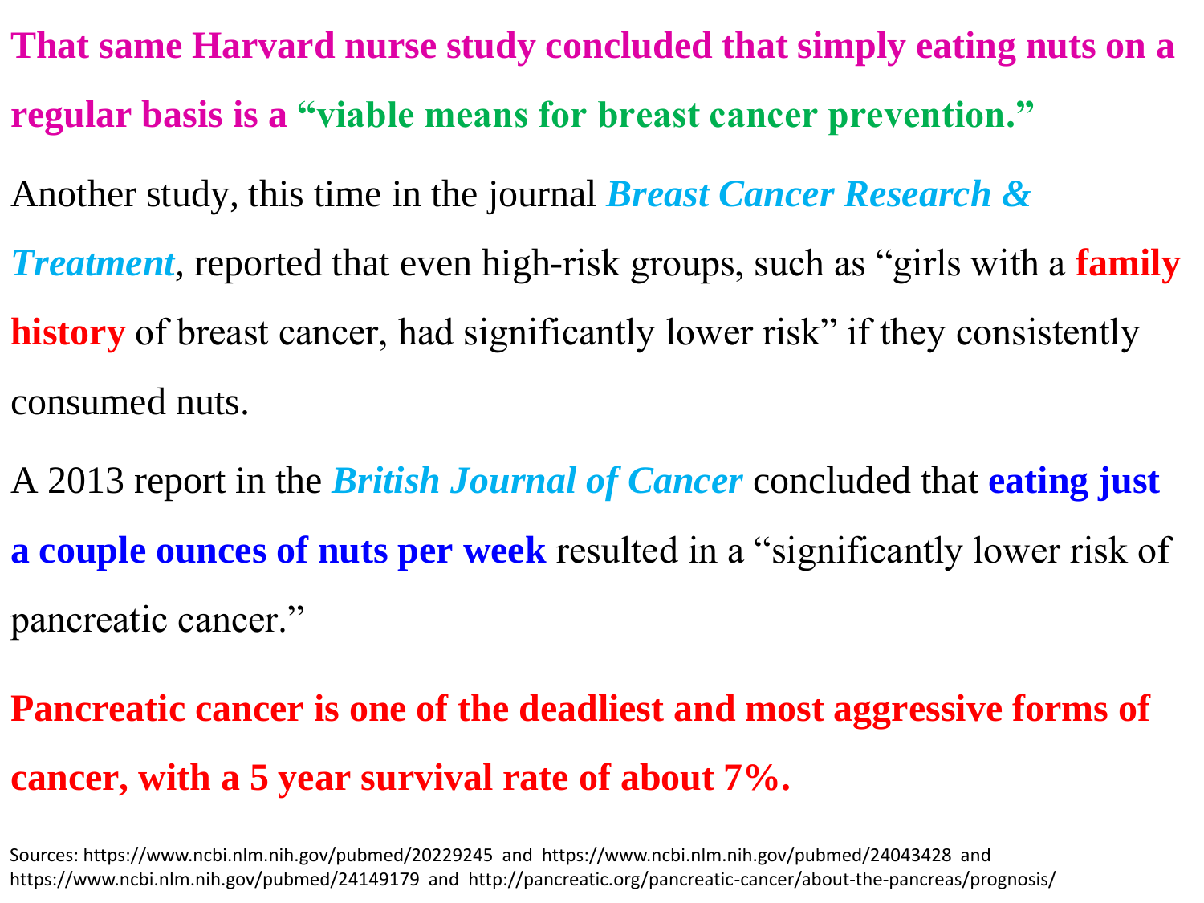**That same Harvard nurse study concluded that simply eating nuts on a regular basis is a "viable means for breast cancer prevention."**

Another study, this time in the journal ***Breast Cancer Research & Treatment***, reported that even high-risk groups, such as "girls with a **family history** of breast cancer, had significantly lower risk" if they consistently consumed nuts.

A 2013 report in the ***British Journal of Cancer*** concluded that **eating just a couple ounces of nuts per week** resulted in a "significantly lower risk of pancreatic cancer."

**Pancreatic cancer is one of the deadliest and most aggressive forms of cancer, with a 5 year survival rate of about 7%.**

Sources: https://www.ncbi.nlm.nih.gov/pubmed/20229245 and https://www.ncbi.nlm.nih.gov/pubmed/24043428 and https://www.ncbi.nlm.nih.gov/pubmed/24149179 and http://pancreatic.org/pancreatic-cancer/about-the-pancreas/prognosis/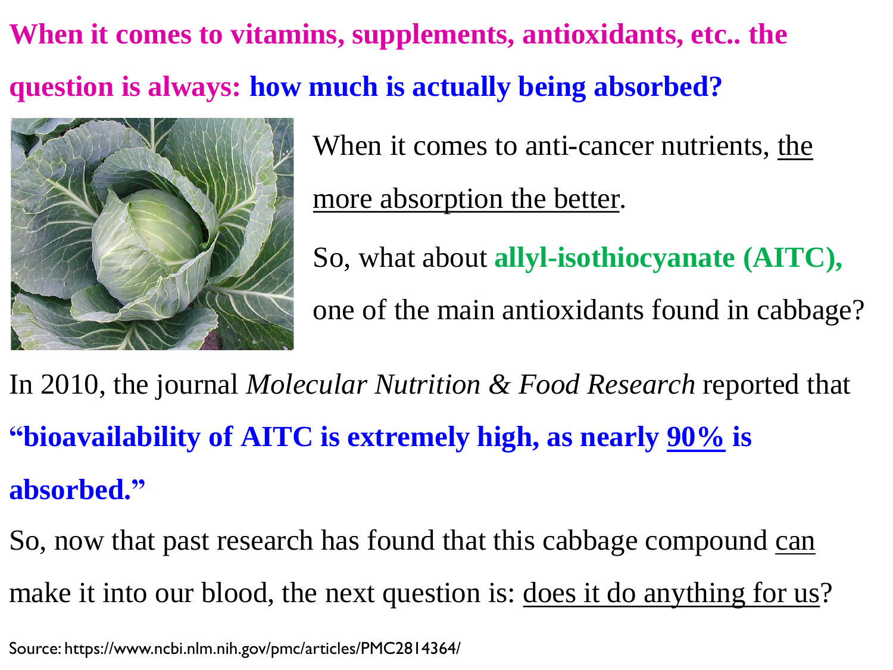**When it comes to vitamins, supplements, antioxidants, etc.. the question is always: how much is actually being absorbed?**

When it comes to anti-cancer nutrients, the more absorption the better.

So, what about **allyl-isothiocyanate (AITC),** one of the main antioxidants found in cabbage?

In 2010, the journal *Molecular Nutrition & Food Research* reported that **"bioavailability of AITC is extremely high, as nearly 90% is absorbed."**

So, now that past research has found that this cabbage compound can make it into our blood, the next question is: does it do anything for us?

Source: https://www.ncbi.nlm.nih.gov/pmc/articles/PMC2814364/